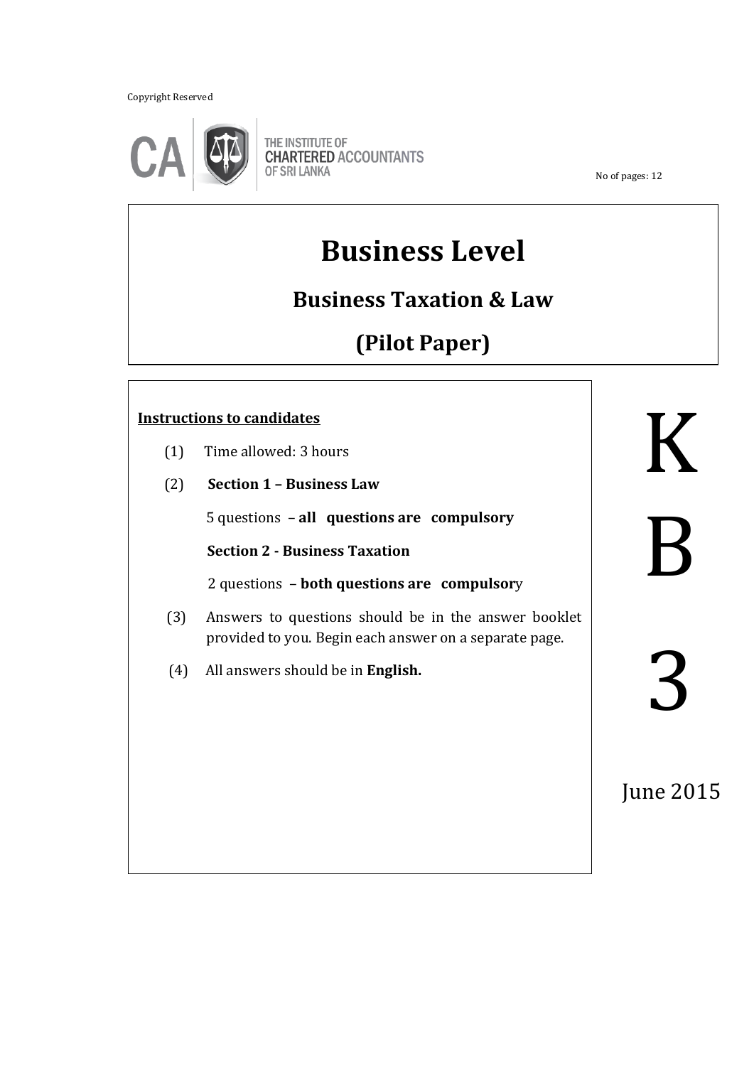Copyright Reserved

THE INSTITUTE OF CHARTERED ACCOUNTANTS OF SRI LANKA

No of pages: 12

# Business Level

## Business Taxation & Law

## (Pilot Paper)

**Instructions to candidates**

(1) Time allowed: 3 hours

(2) **Section 1 – Business Law**

5 questions – **all questions are compulsory**

**Section 2 - Business Taxation**

2 questions – **both questions are compulsory**

(3) Answers to questions should be in the answer booklet provided to you. Begin each answer on a separate page.

(4) All answers should be in **English.**

K

B

3

June 2015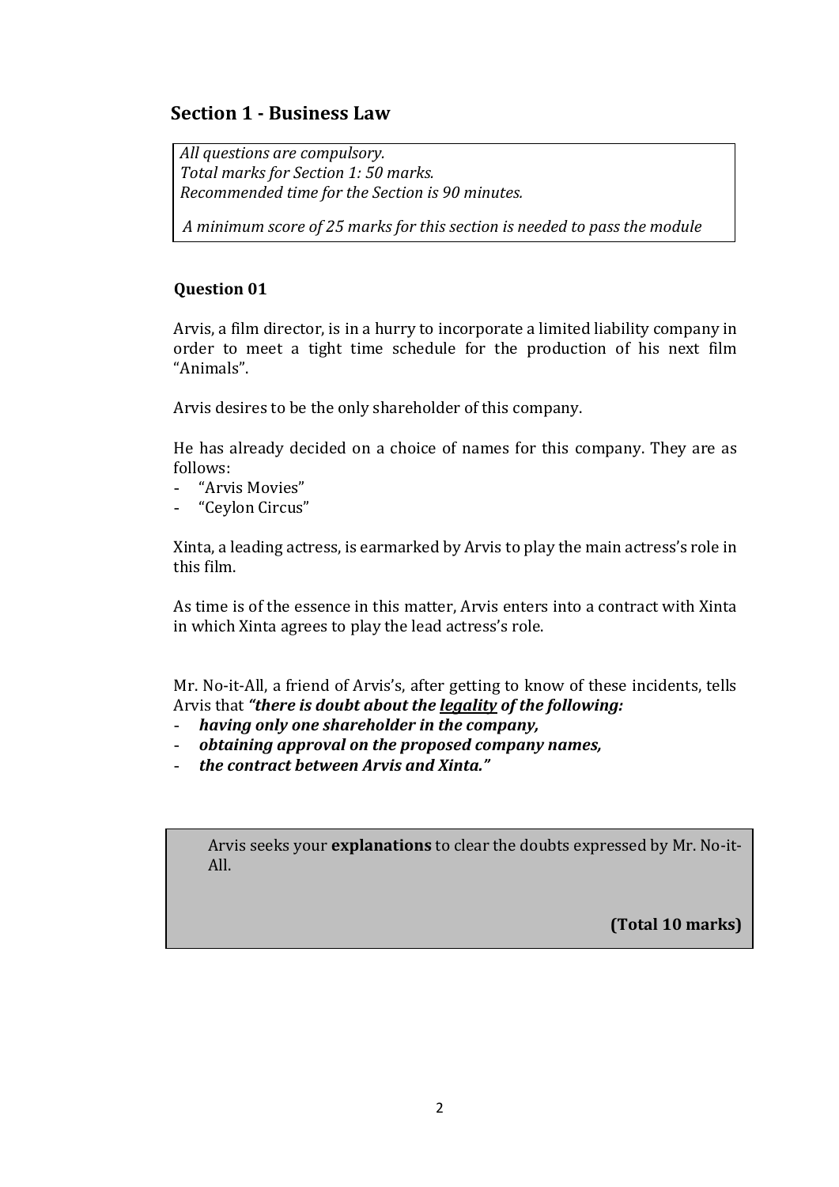## Section 1 - Business Law

*All questions are compulsory.*
*Total marks for Section 1: 50 marks.*
*Recommended time for the Section is 90 minutes.*

*A minimum score of 25 marks for this section is needed to pass the module*

### Question 01

Arvis, a film director, is in a hurry to incorporate a limited liability company in order to meet a tight time schedule for the production of his next film "Animals".

Arvis desires to be the only shareholder of this company.

He has already decided on a choice of names for this company. They are as follows:

- "Arvis Movies"
- "Ceylon Circus"

Xinta, a leading actress, is earmarked by Arvis to play the main actress's role in this film.

As time is of the essence in this matter, Arvis enters into a contract with Xinta in which Xinta agrees to play the lead actress's role.

Mr. No-it-All, a friend of Arvis's, after getting to know of these incidents, tells Arvis that ***"there is doubt about the <u>legality</u> of the following:***

- ***having only one shareholder in the company,***
- ***obtaining approval on the proposed company names,***
- ***the contract between Arvis and Xinta."***

Arvis seeks your **explanations** to clear the doubts expressed by Mr. No-it-All.

**(Total 10 marks)**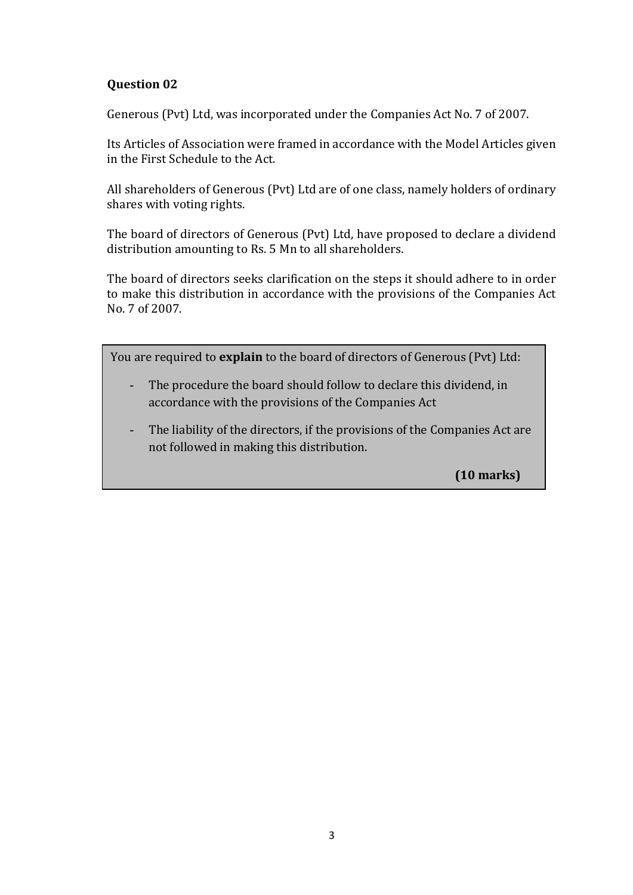**Question 02**

Generous (Pvt) Ltd, was incorporated under the Companies Act No. 7 of 2007.

Its Articles of Association were framed in accordance with the Model Articles given in the First Schedule to the Act.

All shareholders of Generous (Pvt) Ltd are of one class, namely holders of ordinary shares with voting rights.

The board of directors of Generous (Pvt) Ltd, have proposed to declare a dividend distribution amounting to Rs. 5 Mn to all shareholders.

The board of directors seeks clarification on the steps it should adhere to in order to make this distribution in accordance with the provisions of the Companies Act No. 7 of 2007.

You are required to **explain** to the board of directors of Generous (Pvt) Ltd:

- The procedure the board should follow to declare this dividend, in accordance with the provisions of the Companies Act
- The liability of the directors, if the provisions of the Companies Act are not followed in making this distribution.

**(10 marks)**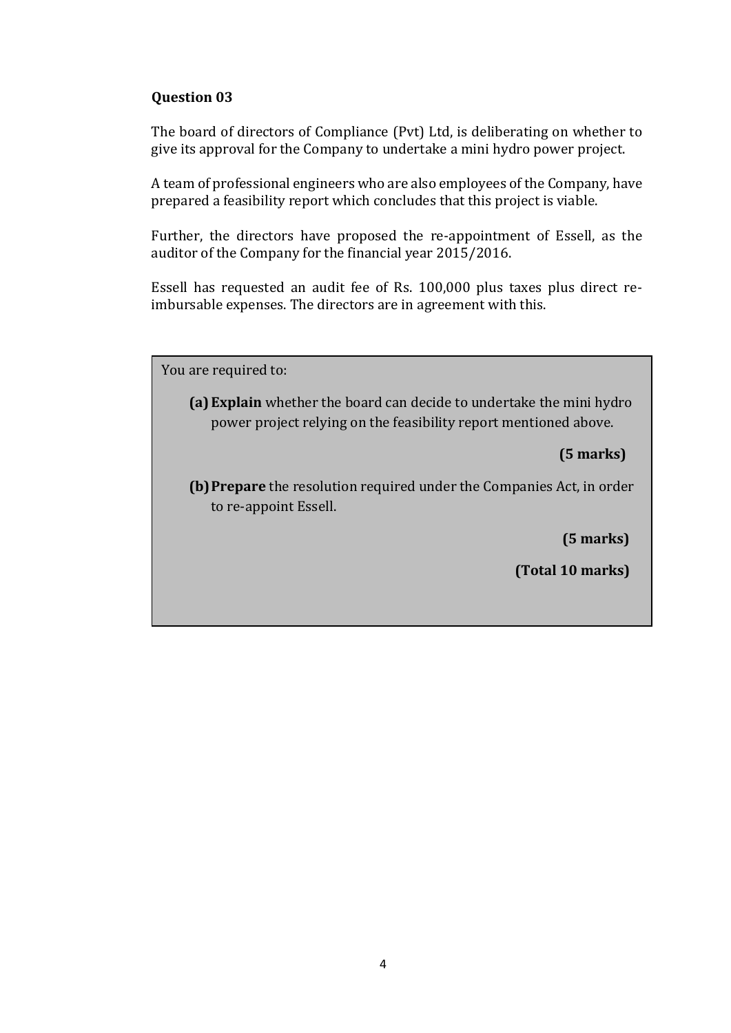**Question 03**

The board of directors of Compliance (Pvt) Ltd, is deliberating on whether to give its approval for the Company to undertake a mini hydro power project.

A team of professional engineers who are also employees of the Company, have prepared a feasibility report which concludes that this project is viable.

Further, the directors have proposed the re-appointment of Essell, as the auditor of the Company for the financial year 2015/2016.

Essell has requested an audit fee of Rs. 100,000 plus taxes plus direct re-imbursable expenses. The directors are in agreement with this.

You are required to:

**(a) Explain** whether the board can decide to undertake the mini hydro power project relying on the feasibility report mentioned above.

**(5 marks)**

**(b) Prepare** the resolution required under the Companies Act, in order to re-appoint Essell.

**(5 marks)**

**(Total 10 marks)**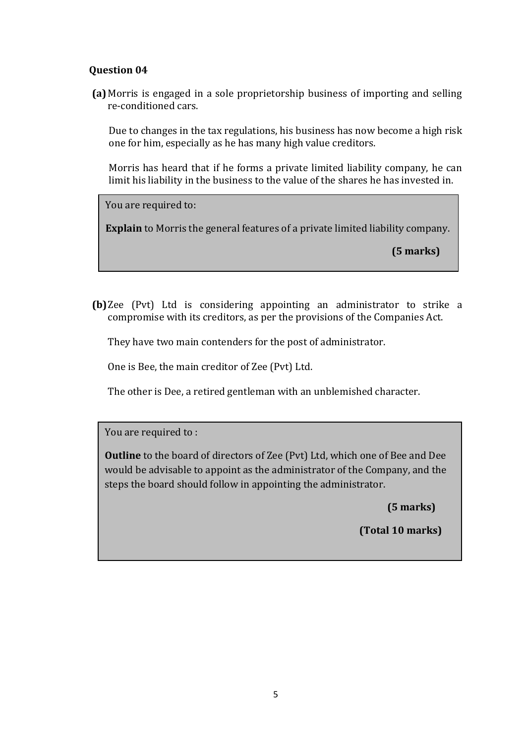**Question 04**

**(a)** Morris is engaged in a sole proprietorship business of importing and selling re-conditioned cars.

Due to changes in the tax regulations, his business has now become a high risk one for him, especially as he has many high value creditors.

Morris has heard that if he forms a private limited liability company, he can limit his liability in the business to the value of the shares he has invested in.

> You are required to:
>
> **Explain** to Morris the general features of a private limited liability company.
>
> **(5 marks)**

**(b)** Zee (Pvt) Ltd is considering appointing an administrator to strike a compromise with its creditors, as per the provisions of the Companies Act.

They have two main contenders for the post of administrator.

One is Bee, the main creditor of Zee (Pvt) Ltd.

The other is Dee, a retired gentleman with an unblemished character.

> You are required to :
>
> **Outline** to the board of directors of Zee (Pvt) Ltd, which one of Bee and Dee would be advisable to appoint as the administrator of the Company, and the steps the board should follow in appointing the administrator.
>
> **(5 marks)**
>
> **(Total 10 marks)**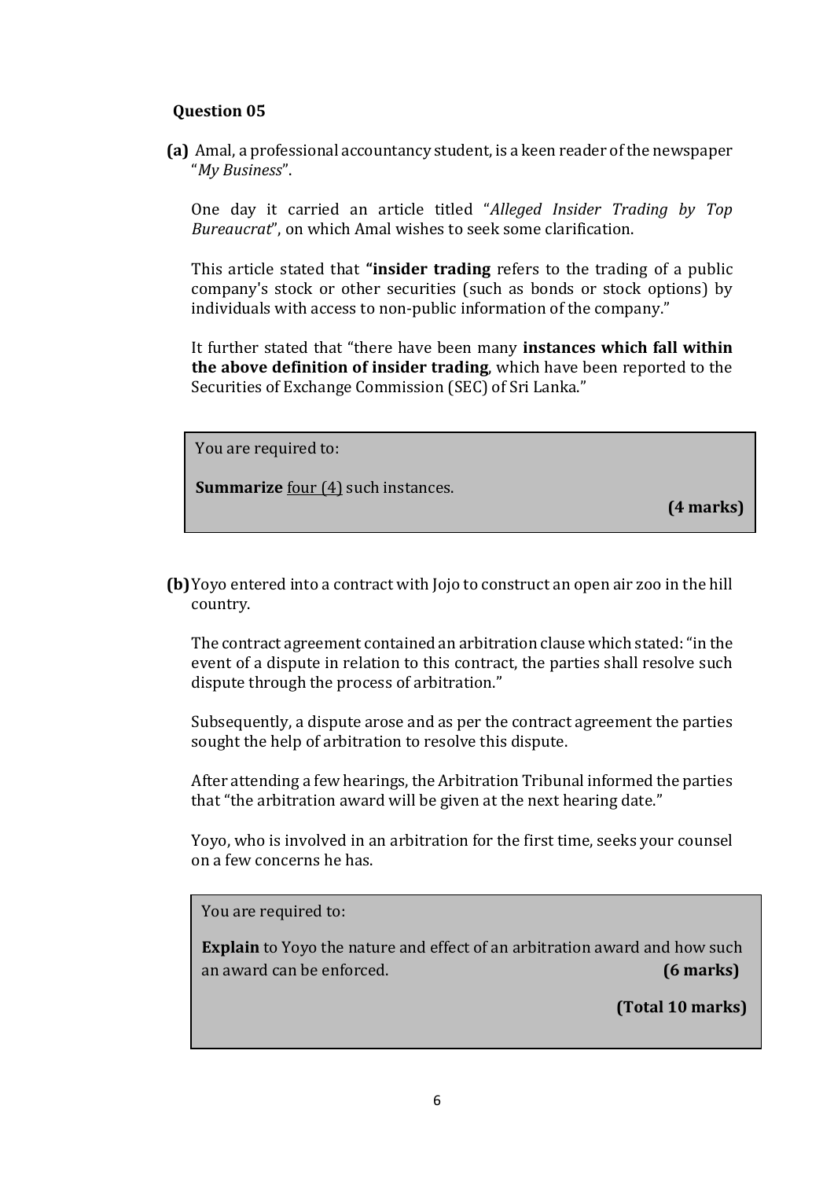**Question 05**

**(a)** Amal, a professional accountancy student, is a keen reader of the newspaper "*My Business*".

One day it carried an article titled "*Alleged Insider Trading by Top Bureaucrat*", on which Amal wishes to seek some clarification.

This article stated that **"insider trading** refers to the trading of a public company's stock or other securities (such as bonds or stock options) by individuals with access to non-public information of the company."

It further stated that "there have been many **instances which fall within the above definition of insider trading**, which have been reported to the Securities of Exchange Commission (SEC) of Sri Lanka."

> You are required to:
>
> **Summarize** four (4) such instances.
>
> **(4 marks)**

**(b)** Yoyo entered into a contract with Jojo to construct an open air zoo in the hill country.

The contract agreement contained an arbitration clause which stated: "in the event of a dispute in relation to this contract, the parties shall resolve such dispute through the process of arbitration."

Subsequently, a dispute arose and as per the contract agreement the parties sought the help of arbitration to resolve this dispute.

After attending a few hearings, the Arbitration Tribunal informed the parties that "the arbitration award will be given at the next hearing date."

Yoyo, who is involved in an arbitration for the first time, seeks your counsel on a few concerns he has.

> You are required to:
>
> **Explain** to Yoyo the nature and effect of an arbitration award and how such an award can be enforced. **(6 marks)**
>
> **(Total 10 marks)**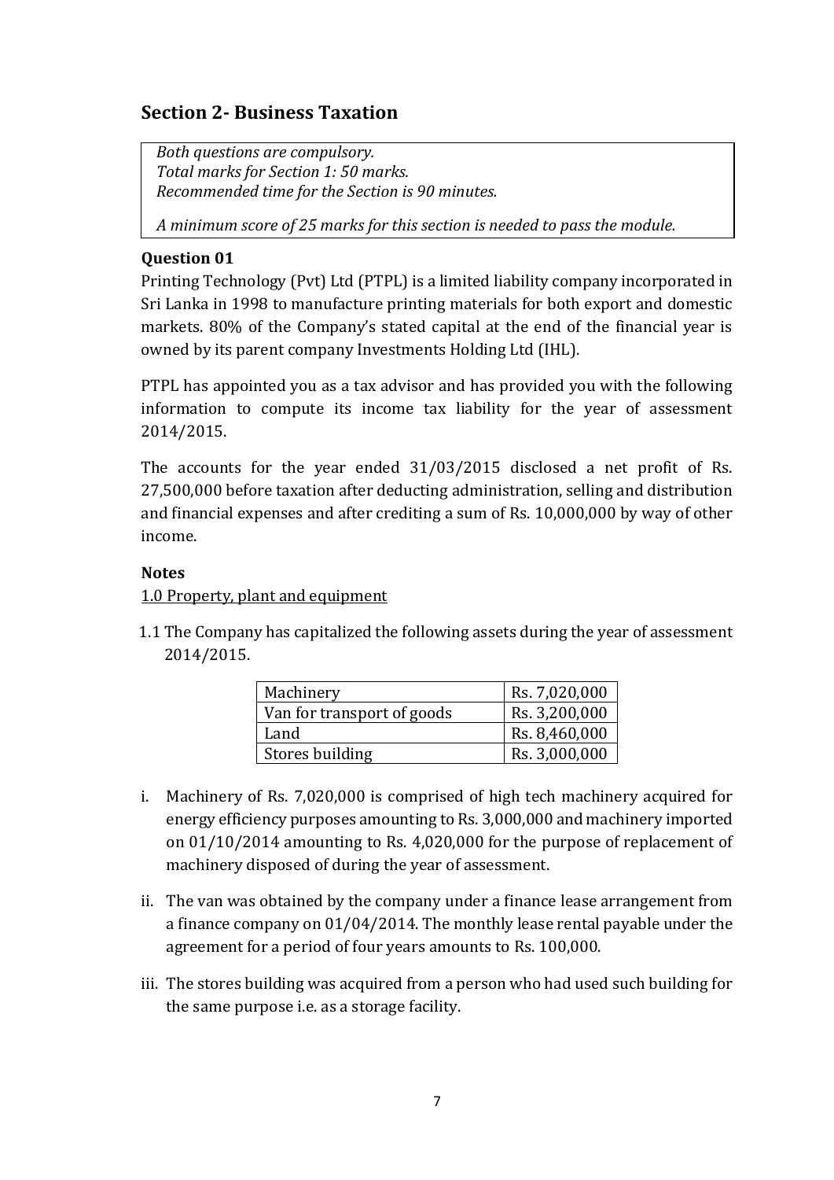## Section 2- Business Taxation

*Both questions are compulsory.*
*Total marks for Section 1: 50 marks.*
*Recommended time for the Section is 90 minutes.*

*A minimum score of 25 marks for this section is needed to pass the module.*

### Question 01

Printing Technology (Pvt) Ltd (PTPL) is a limited liability company incorporated in Sri Lanka in 1998 to manufacture printing materials for both export and domestic markets. 80% of the Company's stated capital at the end of the financial year is owned by its parent company Investments Holding Ltd (IHL).

PTPL has appointed you as a tax advisor and has provided you with the following information to compute its income tax liability for the year of assessment 2014/2015.

The accounts for the year ended 31/03/2015 disclosed a net profit of Rs. 27,500,000 before taxation after deducting administration, selling and distribution and financial expenses and after crediting a sum of Rs. 10,000,000 by way of other income.

**Notes**

1.0 Property, plant and equipment

1.1 The Company has capitalized the following assets during the year of assessment 2014/2015.

| | |
|---|---|
| Machinery | Rs. 7,020,000 |
| Van for transport of goods | Rs. 3,200,000 |
| Land | Rs. 8,460,000 |
| Stores building | Rs. 3,000,000 |

i. Machinery of Rs. 7,020,000 is comprised of high tech machinery acquired for energy efficiency purposes amounting to Rs. 3,000,000 and machinery imported on 01/10/2014 amounting to Rs. 4,020,000 for the purpose of replacement of machinery disposed of during the year of assessment.

ii. The van was obtained by the company under a finance lease arrangement from a finance company on 01/04/2014. The monthly lease rental payable under the agreement for a period of four years amounts to Rs. 100,000.

iii. The stores building was acquired from a person who had used such building for the same purpose i.e. as a storage facility.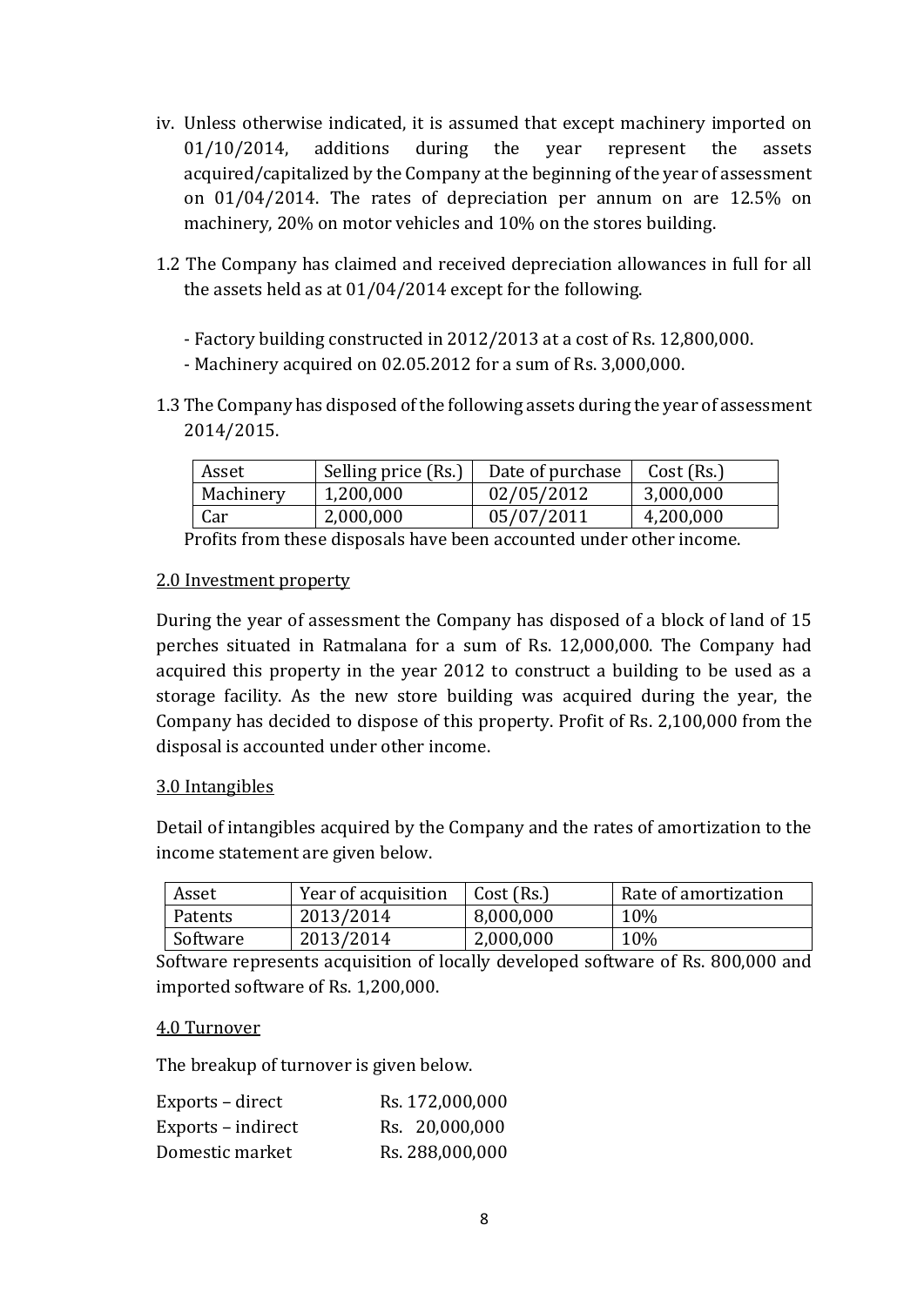iv. Unless otherwise indicated, it is assumed that except machinery imported on 01/10/2014, additions during the year represent the assets acquired/capitalized by the Company at the beginning of the year of assessment on 01/04/2014. The rates of depreciation per annum on are 12.5% on machinery, 20% on motor vehicles and 10% on the stores building.

1.2 The Company has claimed and received depreciation allowances in full for all the assets held as at 01/04/2014 except for the following.

- Factory building constructed in 2012/2013 at a cost of Rs. 12,800,000.
- Machinery acquired on 02.05.2012 for a sum of Rs. 3,000,000.

1.3 The Company has disposed of the following assets during the year of assessment 2014/2015.

| Asset | Selling price (Rs.) | Date of purchase | Cost (Rs.) |
|---|---|---|---|
| Machinery | 1,200,000 | 02/05/2012 | 3,000,000 |
| Car | 2,000,000 | 05/07/2011 | 4,200,000 |

Profits from these disposals have been accounted under other income.

2.0 Investment property

During the year of assessment the Company has disposed of a block of land of 15 perches situated in Ratmalana for a sum of Rs. 12,000,000. The Company had acquired this property in the year 2012 to construct a building to be used as a storage facility. As the new store building was acquired during the year, the Company has decided to dispose of this property. Profit of Rs. 2,100,000 from the disposal is accounted under other income.

3.0 Intangibles

Detail of intangibles acquired by the Company and the rates of amortization to the income statement are given below.

| Asset | Year of acquisition | Cost (Rs.) | Rate of amortization |
|---|---|---|---|
| Patents | 2013/2014 | 8,000,000 | 10% |
| Software | 2013/2014 | 2,000,000 | 10% |

Software represents acquisition of locally developed software of Rs. 800,000 and imported software of Rs. 1,200,000.

4.0 Turnover

The breakup of turnover is given below.

| | |
|---|---|
| Exports – direct | Rs. 172,000,000 |
| Exports – indirect | Rs. 20,000,000 |
| Domestic market | Rs. 288,000,000 |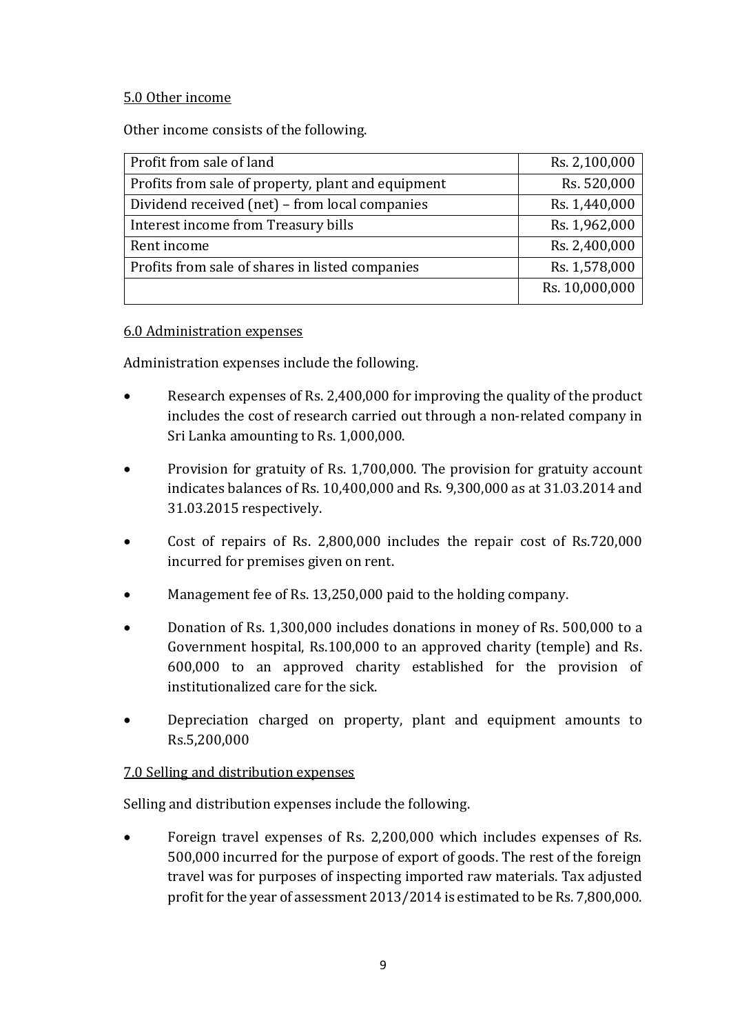5.0 Other income

Other income consists of the following.

| | |
|---|---|
| Profit from sale of land | Rs. 2,100,000 |
| Profits from sale of property, plant and equipment | Rs. 520,000 |
| Dividend received (net) – from local companies | Rs. 1,440,000 |
| Interest income from Treasury bills | Rs. 1,962,000 |
| Rent income | Rs. 2,400,000 |
| Profits from sale of shares in listed companies | Rs. 1,578,000 |
| | Rs. 10,000,000 |

6.0 Administration expenses

Administration expenses include the following.

- Research expenses of Rs. 2,400,000 for improving the quality of the product includes the cost of research carried out through a non-related company in Sri Lanka amounting to Rs. 1,000,000.
- Provision for gratuity of Rs. 1,700,000. The provision for gratuity account indicates balances of Rs. 10,400,000 and Rs. 9,300,000 as at 31.03.2014 and 31.03.2015 respectively.
- Cost of repairs of Rs. 2,800,000 includes the repair cost of Rs.720,000 incurred for premises given on rent.
- Management fee of Rs. 13,250,000 paid to the holding company.
- Donation of Rs. 1,300,000 includes donations in money of Rs. 500,000 to a Government hospital, Rs.100,000 to an approved charity (temple) and Rs. 600,000 to an approved charity established for the provision of institutionalized care for the sick.
- Depreciation charged on property, plant and equipment amounts to Rs.5,200,000

7.0 Selling and distribution expenses

Selling and distribution expenses include the following.

- Foreign travel expenses of Rs. 2,200,000 which includes expenses of Rs. 500,000 incurred for the purpose of export of goods. The rest of the foreign travel was for purposes of inspecting imported raw materials. Tax adjusted profit for the year of assessment 2013/2014 is estimated to be Rs. 7,800,000.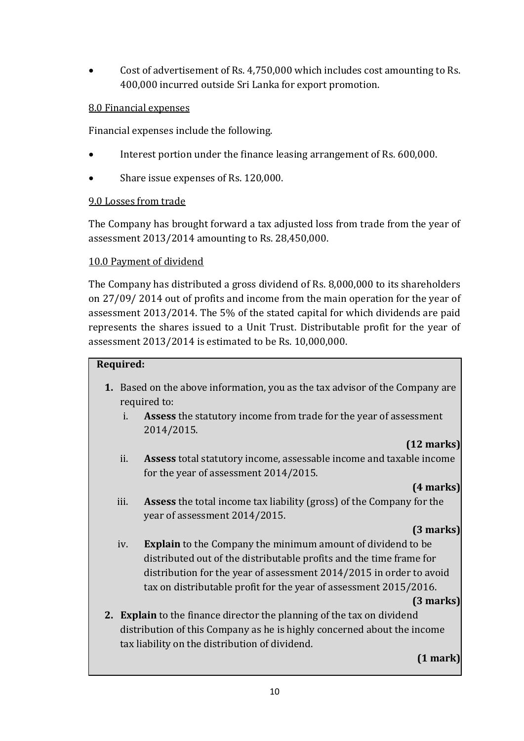- Cost of advertisement of Rs. 4,750,000 which includes cost amounting to Rs. 400,000 incurred outside Sri Lanka for export promotion.

8.0 Financial expenses

Financial expenses include the following.

- Interest portion under the finance leasing arrangement of Rs. 600,000.
- Share issue expenses of Rs. 120,000.

9.0 Losses from trade

The Company has brought forward a tax adjusted loss from trade from the year of assessment 2013/2014 amounting to Rs. 28,450,000.

10.0 Payment of dividend

The Company has distributed a gross dividend of Rs. 8,000,000 to its shareholders on 27/09/ 2014 out of profits and income from the main operation for the year of assessment 2013/2014. The 5% of the stated capital for which dividends are paid represents the shares issued to a Unit Trust. Distributable profit for the year of assessment 2013/2014 is estimated to be Rs. 10,000,000.

**Required:**

1. Based on the above information, you as the tax advisor of the Company are required to:
   1. **Assess** the statutory income from trade for the year of assessment 2014/2015.
      **(12 marks)**
   2. **Assess** total statutory income, assessable income and taxable income for the year of assessment 2014/2015.
      **(4 marks)**
   3. **Assess** the total income tax liability (gross) of the Company for the year of assessment 2014/2015.
      **(3 marks)**
   4. **Explain** to the Company the minimum amount of dividend to be distributed out of the distributable profits and the time frame for distribution for the year of assessment 2014/2015 in order to avoid tax on distributable profit for the year of assessment 2015/2016.
      **(3 marks)**
2. **Explain** to the finance director the planning of the tax on dividend distribution of this Company as he is highly concerned about the income tax liability on the distribution of dividend.
   **(1 mark)**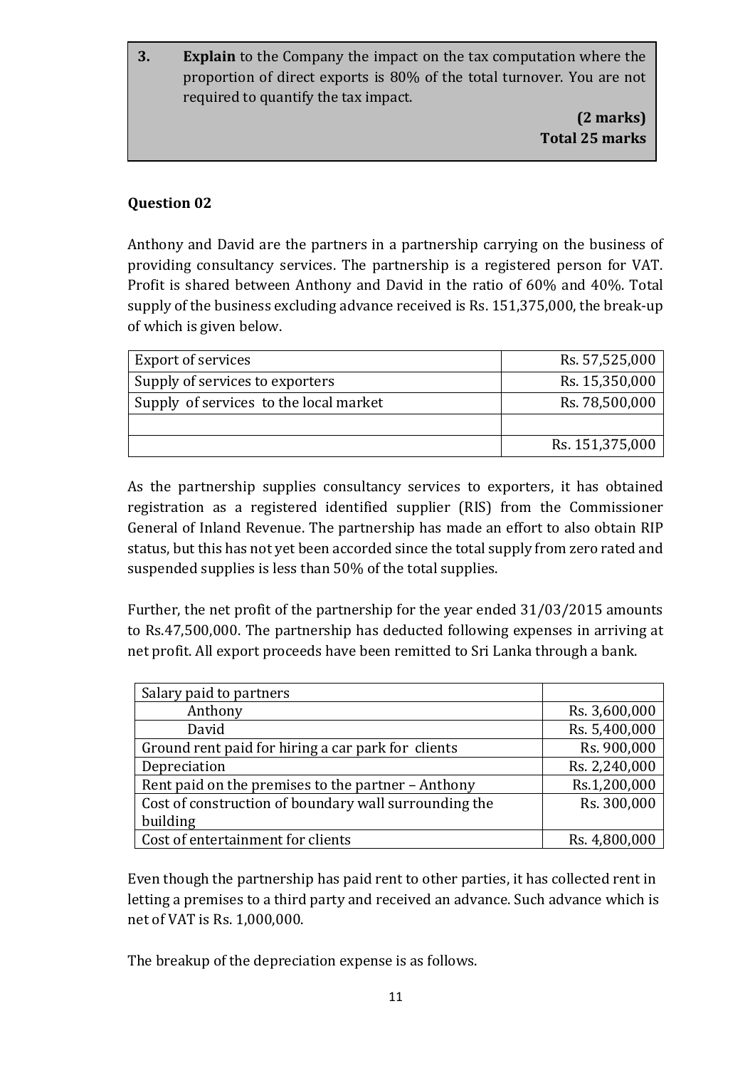**3.** **Explain** to the Company the impact on the tax computation where the proportion of direct exports is 80% of the total turnover. You are not required to quantify the tax impact.

**(2 marks)**
**Total 25 marks**

**Question 02**

Anthony and David are the partners in a partnership carrying on the business of providing consultancy services. The partnership is a registered person for VAT. Profit is shared between Anthony and David in the ratio of 60% and 40%. Total supply of the business excluding advance received is Rs. 151,375,000, the break-up of which is given below.

| | |
|---|---|
| Export of services | Rs. 57,525,000 |
| Supply of services to exporters | Rs. 15,350,000 |
| Supply of services to the local market | Rs. 78,500,000 |
| | |
| | Rs. 151,375,000 |

As the partnership supplies consultancy services to exporters, it has obtained registration as a registered identified supplier (RIS) from the Commissioner General of Inland Revenue. The partnership has made an effort to also obtain RIP status, but this has not yet been accorded since the total supply from zero rated and suspended supplies is less than 50% of the total supplies.

Further, the net profit of the partnership for the year ended 31/03/2015 amounts to Rs.47,500,000. The partnership has deducted following expenses in arriving at net profit. All export proceeds have been remitted to Sri Lanka through a bank.

| | |
|---|---|
| Salary paid to partners | |
| Anthony | Rs. 3,600,000 |
| David | Rs. 5,400,000 |
| Ground rent paid for hiring a car park for clients | Rs. 900,000 |
| Depreciation | Rs. 2,240,000 |
| Rent paid on the premises to the partner – Anthony | Rs.1,200,000 |
| Cost of construction of boundary wall surrounding the building | Rs. 300,000 |
| Cost of entertainment for clients | Rs. 4,800,000 |

Even though the partnership has paid rent to other parties, it has collected rent in letting a premises to a third party and received an advance. Such advance which is net of VAT is Rs. 1,000,000.

The breakup of the depreciation expense is as follows.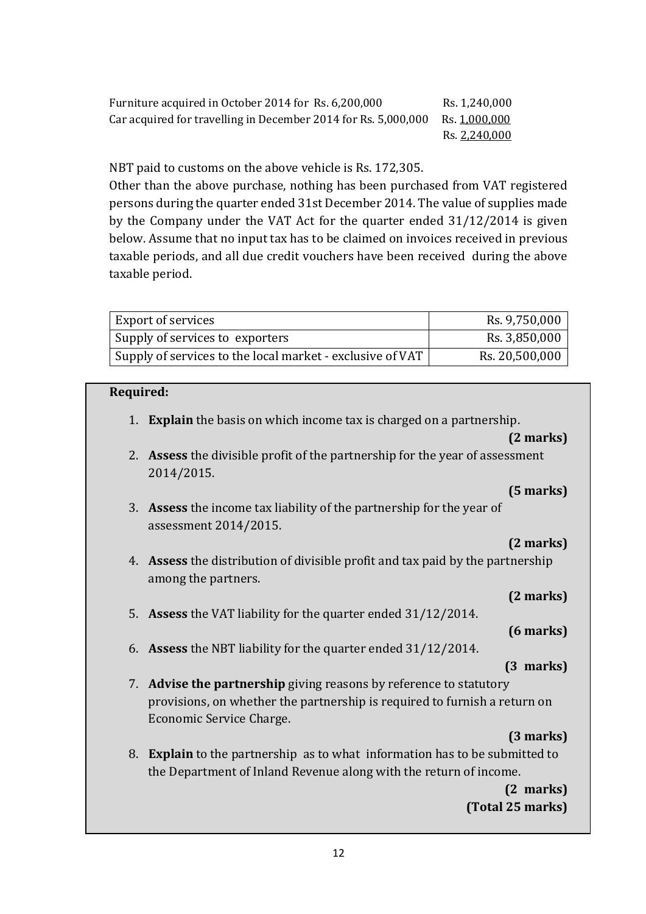| | |
|---|---|
| Furniture acquired in October 2014 for Rs. 6,200,000 | Rs. 1,240,000 |
| Car acquired for travelling in December 2014 for Rs. 5,000,000 | Rs. 1,000,000 |
| | Rs. 2,240,000 |

NBT paid to customs on the above vehicle is Rs. 172,305.

Other than the above purchase, nothing has been purchased from VAT registered persons during the quarter ended 31st December 2014. The value of supplies made by the Company under the VAT Act for the quarter ended 31/12/2014 is given below. Assume that no input tax has to be claimed on invoices received in previous taxable periods, and all due credit vouchers have been received during the above taxable period.

| | |
|---|---|
| Export of services | Rs. 9,750,000 |
| Supply of services to exporters | Rs. 3,850,000 |
| Supply of services to the local market - exclusive of VAT | Rs. 20,500,000 |

**Required:**

1. **Explain** the basis on which income tax is charged on a partnership.
   **(2 marks)**
2. **Assess** the divisible profit of the partnership for the year of assessment 2014/2015.
   **(5 marks)**
3. **Assess** the income tax liability of the partnership for the year of assessment 2014/2015.
   **(2 marks)**
4. **Assess** the distribution of divisible profit and tax paid by the partnership among the partners.
   **(2 marks)**
5. **Assess** the VAT liability for the quarter ended 31/12/2014.
   **(6 marks)**
6. **Assess** the NBT liability for the quarter ended 31/12/2014.
   **(3 marks)**
7. **Advise the partnership** giving reasons by reference to statutory provisions, on whether the partnership is required to furnish a return on Economic Service Charge.
   **(3 marks)**
8. **Explain** to the partnership as to what information has to be submitted to the Department of Inland Revenue along with the return of income.
   **(2 marks)**

**(Total 25 marks)**